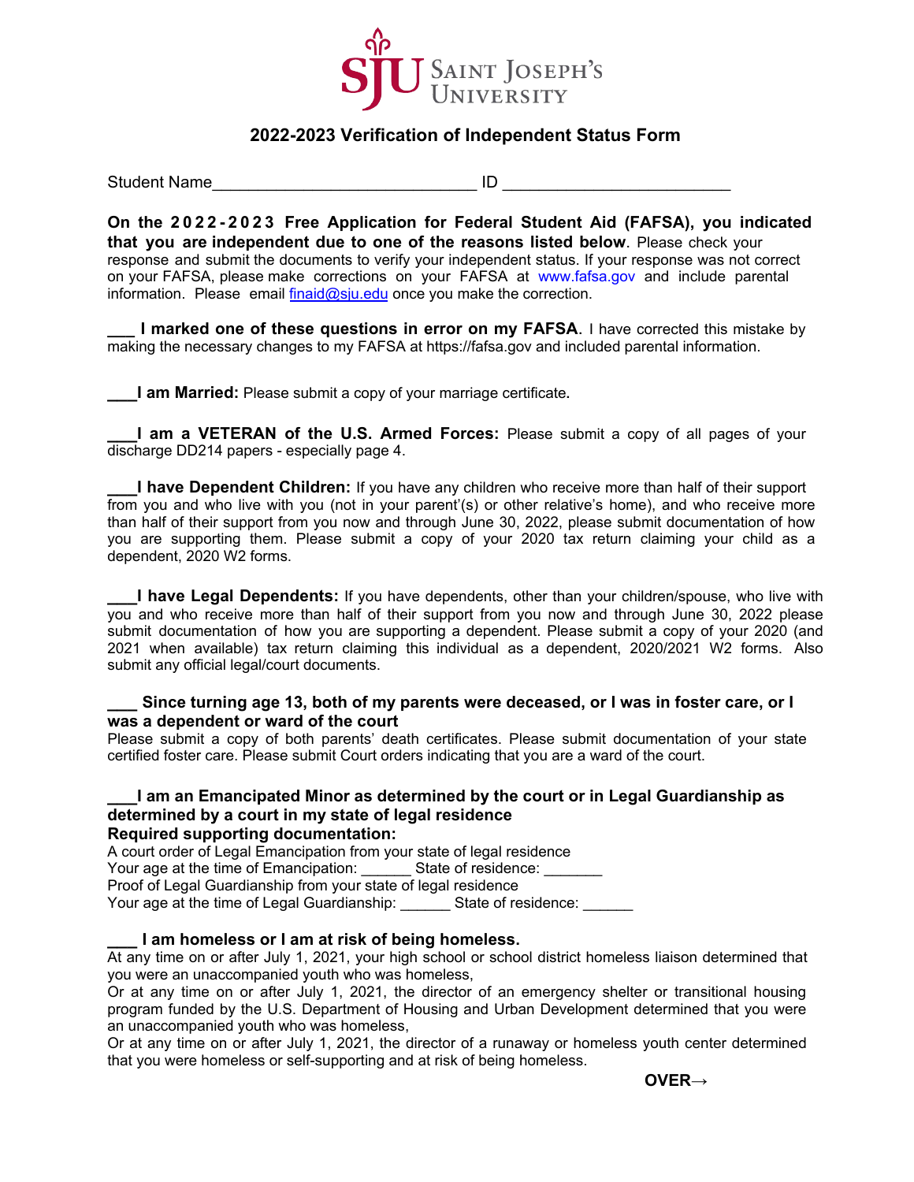Saint Joseph's University

## 2022-2023 Verification of Independent Status Form

Student Name_____________________________ ID ________________________

**On the 2022-2023 Free Application for Federal Student Aid (FAFSA), you indicated that you are independent due to one of the reasons listed below**. Please check your response and submit the documents to verify your independent status. If your response was not correct on your FAFSA, please make corrections on your FAFSA at www.fafsa.gov and include parental information. Please email finaid@sju.edu once you make the correction.

**___ I marked one of these questions in error on my FAFSA**. I have corrected this mistake by making the necessary changes to my FAFSA at https://fafsa.gov and included parental information.

**___I am Married:** Please submit a copy of your marriage certificate.

**___I am a VETERAN of the U.S. Armed Forces:** Please submit a copy of all pages of your discharge DD214 papers - especially page 4.

**___I have Dependent Children:** If you have any children who receive more than half of their support from you and who live with you (not in your parent'(s) or other relative's home), and who receive more than half of their support from you now and through June 30, 2022, please submit documentation of how you are supporting them. Please submit a copy of your 2020 tax return claiming your child as a dependent, 2020 W2 forms.

**___I have Legal Dependents:** If you have dependents, other than your children/spouse, who live with you and who receive more than half of their support from you now and through June 30, 2022 please submit documentation of how you are supporting a dependent. Please submit a copy of your 2020 (and 2021 when available) tax return claiming this individual as a dependent, 2020/2021 W2 forms. Also submit any official legal/court documents.

**___ Since turning age 13, both of my parents were deceased, or I was in foster care, or I was a dependent or ward of the court**

Please submit a copy of both parents' death certificates. Please submit documentation of your state certified foster care. Please submit Court orders indicating that you are a ward of the court.

**___I am an Emancipated Minor as determined by the court or in Legal Guardianship as determined by a court in my state of legal residence**

**Required supporting documentation:**

A court order of Legal Emancipation from your state of legal residence
Your age at the time of Emancipation: ______ State of residence: _______
Proof of Legal Guardianship from your state of legal residence
Your age at the time of Legal Guardianship: ______ State of residence: ______

**___ I am homeless or I am at risk of being homeless.**

At any time on or after July 1, 2021, your high school or school district homeless liaison determined that you were an unaccompanied youth who was homeless,
Or at any time on or after July 1, 2021, the director of an emergency shelter or transitional housing program funded by the U.S. Department of Housing and Urban Development determined that you were an unaccompanied youth who was homeless,
Or at any time on or after July 1, 2021, the director of a runaway or homeless youth center determined that you were homeless or self-supporting and at risk of being homeless.

**OVER→**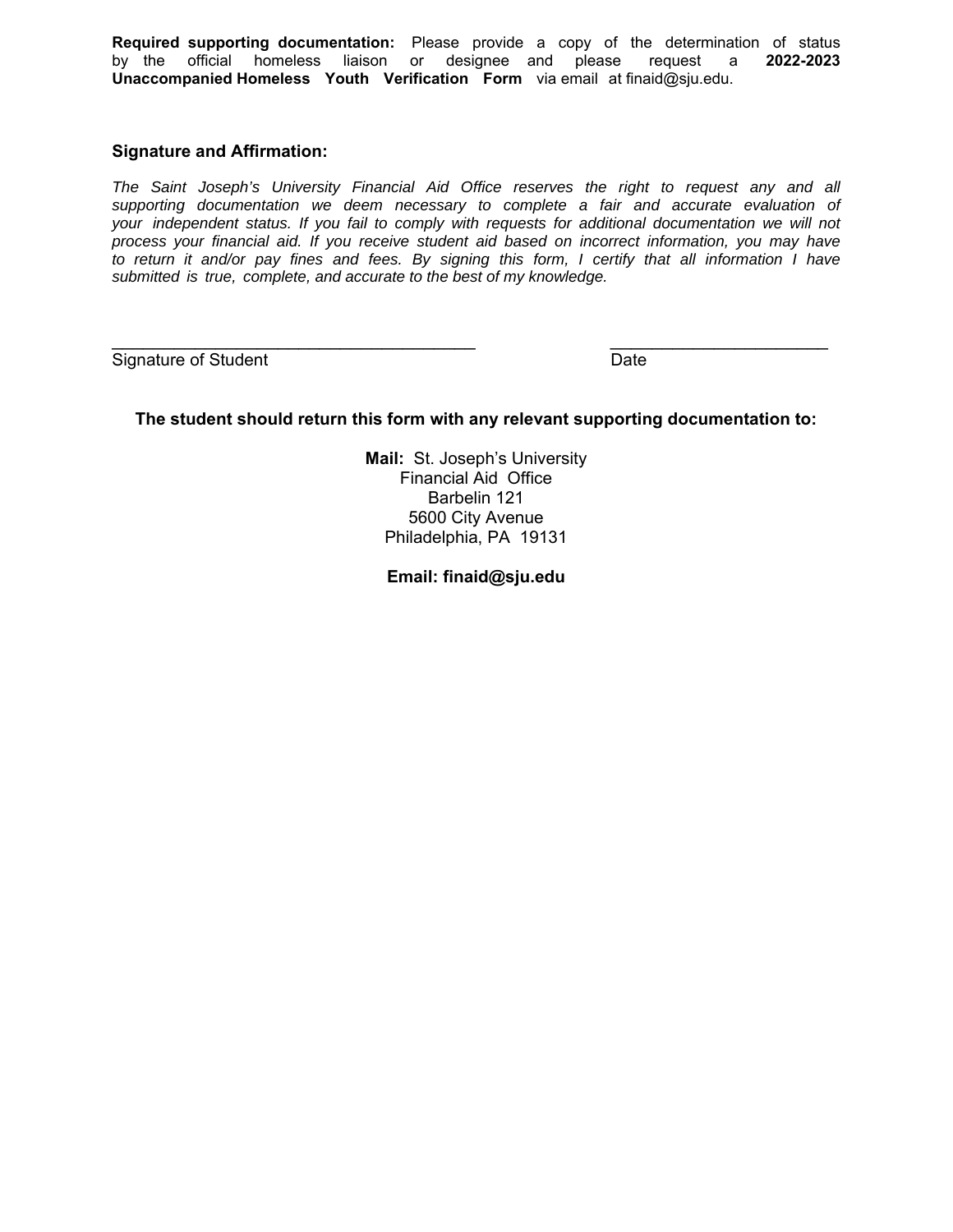**Required supporting documentation:** Please provide a copy of the determination of status by the official homeless liaison or designee and please request a **2022-2023 Unaccompanied Homeless Youth Verification Form** via email at finaid@sju.edu.

### Signature and Affirmation:

*The Saint Joseph's University Financial Aid Office reserves the right to request any and all supporting documentation we deem necessary to complete a fair and accurate evaluation of your independent status. If you fail to comply with requests for additional documentation we will not process your financial aid. If you receive student aid based on incorrect information, you may have to return it and/or pay fines and fees. By signing this form, I certify that all information I have submitted is true, complete, and accurate to the best of my knowledge.*

\_\_\_\_\_\_\_\_\_\_\_\_\_\_\_\_\_\_\_\_\_\_\_\_\_\_\_\_\_\_\_\_\_\_\_\_\_\_\_\_ \_\_\_\_\_\_\_\_\_\_\_\_\_\_\_\_\_\_\_\_\_\_\_\_

Signature of Student Date

**The student should return this form with any relevant supporting documentation to:**

**Mail:** St. Joseph's University
Financial Aid Office
Barbelin 121
5600 City Avenue
Philadelphia, PA 19131

**Email: finaid@sju.edu**